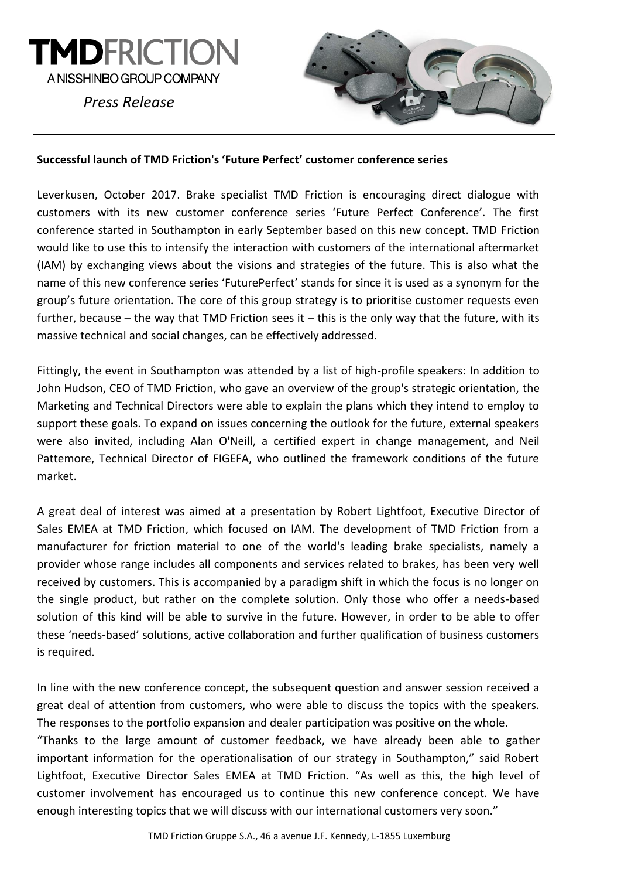**TMDFRICTION**
A NISSHINBO GROUP COMPANY

*Press Release*

**Successful launch of TMD Friction's 'Future Perfect' customer conference series**

Leverkusen, October 2017. Brake specialist TMD Friction is encouraging direct dialogue with customers with its new customer conference series 'Future Perfect Conference'. The first conference started in Southampton in early September based on this new concept. TMD Friction would like to use this to intensify the interaction with customers of the international aftermarket (IAM) by exchanging views about the visions and strategies of the future. This is also what the name of this new conference series 'FuturePerfect' stands for since it is used as a synonym for the group's future orientation. The core of this group strategy is to prioritise customer requests even further, because – the way that TMD Friction sees it – this is the only way that the future, with its massive technical and social changes, can be effectively addressed.

Fittingly, the event in Southampton was attended by a list of high-profile speakers: In addition to John Hudson, CEO of TMD Friction, who gave an overview of the group's strategic orientation, the Marketing and Technical Directors were able to explain the plans which they intend to employ to support these goals. To expand on issues concerning the outlook for the future, external speakers were also invited, including Alan O'Neill, a certified expert in change management, and Neil Pattemore, Technical Director of FIGEFA, who outlined the framework conditions of the future market.

A great deal of interest was aimed at a presentation by Robert Lightfoot, Executive Director of Sales EMEA at TMD Friction, which focused on IAM. The development of TMD Friction from a manufacturer for friction material to one of the world's leading brake specialists, namely a provider whose range includes all components and services related to brakes, has been very well received by customers. This is accompanied by a paradigm shift in which the focus is no longer on the single product, but rather on the complete solution. Only those who offer a needs-based solution of this kind will be able to survive in the future. However, in order to be able to offer these 'needs-based' solutions, active collaboration and further qualification of business customers is required.

In line with the new conference concept, the subsequent question and answer session received a great deal of attention from customers, who were able to discuss the topics with the speakers. The responses to the portfolio expansion and dealer participation was positive on the whole.

"Thanks to the large amount of customer feedback, we have already been able to gather important information for the operationalisation of our strategy in Southampton," said Robert Lightfoot, Executive Director Sales EMEA at TMD Friction. "As well as this, the high level of customer involvement has encouraged us to continue this new conference concept. We have enough interesting topics that we will discuss with our international customers very soon."

TMD Friction Gruppe S.A., 46 a avenue J.F. Kennedy, L-1855 Luxemburg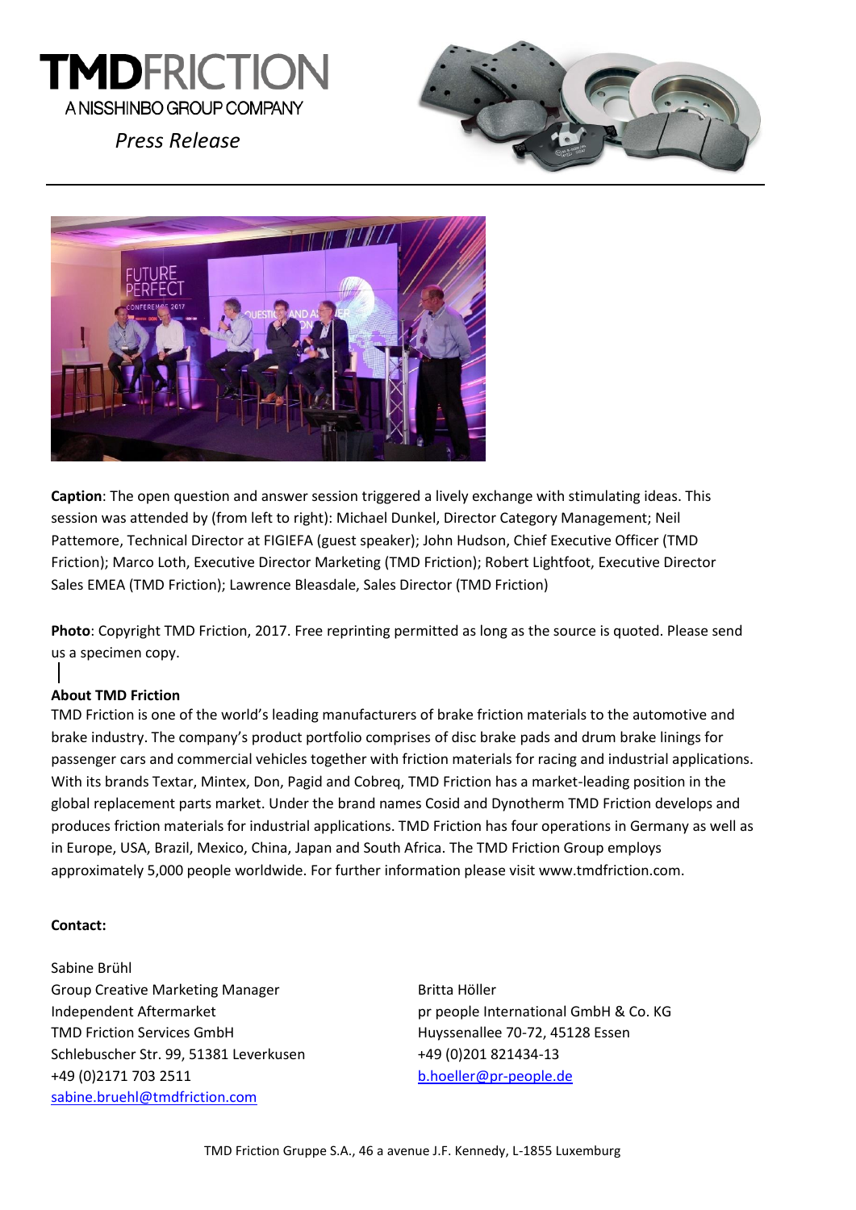**TMDFRICTION**
A NISSHINBO GROUP COMPANY

*Press Release*

**Caption**: The open question and answer session triggered a lively exchange with stimulating ideas. This session was attended by (from left to right): Michael Dunkel, Director Category Management; Neil Pattemore, Technical Director at FIGIEFA (guest speaker); John Hudson, Chief Executive Officer (TMD Friction); Marco Loth, Executive Director Marketing (TMD Friction); Robert Lightfoot, Executive Director Sales EMEA (TMD Friction); Lawrence Bleasdale, Sales Director (TMD Friction)

**Photo**: Copyright TMD Friction, 2017. Free reprinting permitted as long as the source is quoted. Please send us a specimen copy.

**About TMD Friction**

TMD Friction is one of the world's leading manufacturers of brake friction materials to the automotive and brake industry. The company's product portfolio comprises of disc brake pads and drum brake linings for passenger cars and commercial vehicles together with friction materials for racing and industrial applications. With its brands Textar, Mintex, Don, Pagid and Cobreq, TMD Friction has a market-leading position in the global replacement parts market. Under the brand names Cosid and Dynotherm TMD Friction develops and produces friction materials for industrial applications. TMD Friction has four operations in Germany as well as in Europe, USA, Brazil, Mexico, China, Japan and South Africa. The TMD Friction Group employs approximately 5,000 people worldwide. For further information please visit www.tmdfriction.com.

**Contact:**

Sabine Brühl
Group Creative Marketing Manager
Independent Aftermarket
TMD Friction Services GmbH
Schlebuscher Str. 99, 51381 Leverkusen
+49 (0)2171 703 2511
sabine.bruehl@tmdfriction.com

Britta Höller
pr people International GmbH & Co. KG
Huyssenallee 70-72, 45128 Essen
+49 (0)201 821434-13
b.hoeller@pr-people.de

TMD Friction Gruppe S.A., 46 a avenue J.F. Kennedy, L-1855 Luxemburg